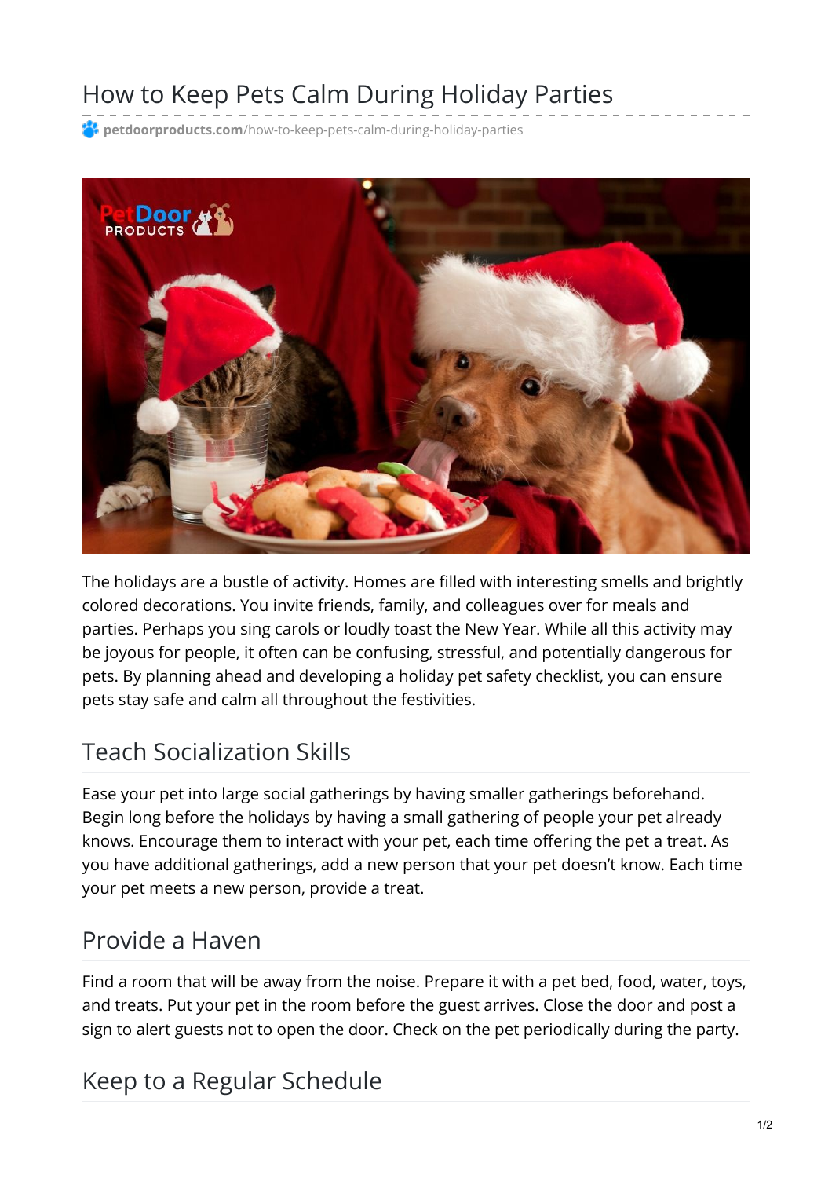# How to Keep Pets Calm During Holiday Parties

petdoorproducts.com/how-to-keep-pets-calm-during-holiday-parties

The holidays are a bustle of activity. Homes are filled with interesting smells and brightly colored decorations. You invite friends, family, and colleagues over for meals and parties. Perhaps you sing carols or loudly toast the New Year. While all this activity may be joyous for people, it often can be confusing, stressful, and potentially dangerous for pets. By planning ahead and developing a holiday pet safety checklist, you can ensure pets stay safe and calm all throughout the festivities.

## Teach Socialization Skills

Ease your pet into large social gatherings by having smaller gatherings beforehand. Begin long before the holidays by having a small gathering of people your pet already knows. Encourage them to interact with your pet, each time offering the pet a treat. As you have additional gatherings, add a new person that your pet doesn't know. Each time your pet meets a new person, provide a treat.

## Provide a Haven

Find a room that will be away from the noise. Prepare it with a pet bed, food, water, toys, and treats. Put your pet in the room before the guest arrives. Close the door and post a sign to alert guests not to open the door. Check on the pet periodically during the party.

## Keep to a Regular Schedule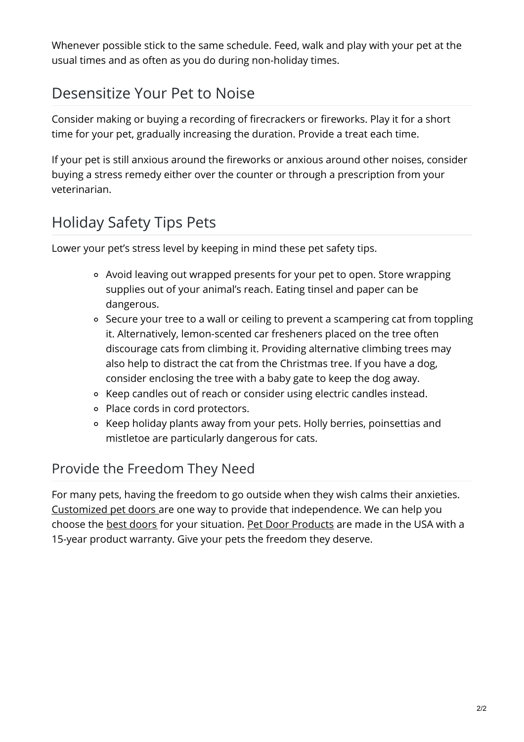Whenever possible stick to the same schedule. Feed, walk and play with your pet at the usual times and as often as you do during non-holiday times.

## Desensitize Your Pet to Noise

Consider making or buying a recording of firecrackers or fireworks. Play it for a short time for your pet, gradually increasing the duration. Provide a treat each time.

If your pet is still anxious around the fireworks or anxious around other noises, consider buying a stress remedy either over the counter or through a prescription from your veterinarian.

## Holiday Safety Tips Pets

Lower your pet's stress level by keeping in mind these pet safety tips.

- Avoid leaving out wrapped presents for your pet to open. Store wrapping supplies out of your animal's reach. Eating tinsel and paper can be dangerous.
- Secure your tree to a wall or ceiling to prevent a scampering cat from toppling it. Alternatively, lemon-scented car fresheners placed on the tree often discourage cats from climbing it. Providing alternative climbing trees may also help to distract the cat from the Christmas tree. If you have a dog, consider enclosing the tree with a baby gate to keep the dog away.
- Keep candles out of reach or consider using electric candles instead.
- Place cords in cord protectors.
- Keep holiday plants away from your pets. Holly berries, poinsettias and mistletoe are particularly dangerous for cats.

## Provide the Freedom They Need

For many pets, having the freedom to go outside when they wish calms their anxieties. Customized pet doors are one way to provide that independence. We can help you choose the best doors for your situation. Pet Door Products are made in the USA with a 15-year product warranty. Give your pets the freedom they deserve.